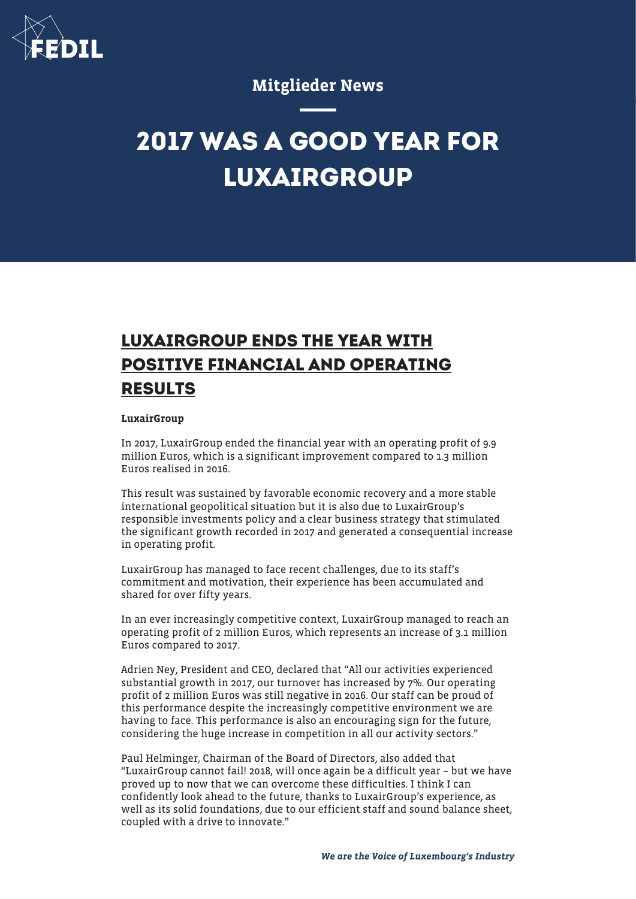Mitglieder News

# 2017 WAS A GOOD YEAR FOR LUXAIRGROUP

## LUXAIRGROUP ENDS THE YEAR WITH POSITIVE FINANCIAL AND OPERATING RESULTS

**LuxairGroup**

In 2017, LuxairGroup ended the financial year with an operating profit of 9.9 million Euros, which is a significant improvement compared to 1.3 million Euros realised in 2016.

This result was sustained by favorable economic recovery and a more stable international geopolitical situation but it is also due to LuxairGroup's responsible investments policy and a clear business strategy that stimulated the significant growth recorded in 2017 and generated a consequential increase in operating profit.

LuxairGroup has managed to face recent challenges, due to its staff's commitment and motivation, their experience has been accumulated and shared for over fifty years.

In an ever increasingly competitive context, LuxairGroup managed to reach an operating profit of 2 million Euros, which represents an increase of 3.1 million Euros compared to 2017.

Adrien Ney, President and CEO, declared that "All our activities experienced substantial growth in 2017, our turnover has increased by 7%. Our operating profit of 2 million Euros was still negative in 2016. Our staff can be proud of this performance despite the increasingly competitive environment we are having to face. This performance is also an encouraging sign for the future, considering the huge increase in competition in all our activity sectors."

Paul Helminger, Chairman of the Board of Directors, also added that "LuxairGroup cannot fail! 2018, will once again be a difficult year – but we have proved up to now that we can overcome these difficulties. I think I can confidently look ahead to the future, thanks to LuxairGroup's experience, as well as its solid foundations, due to our efficient staff and sound balance sheet, coupled with a drive to innovate."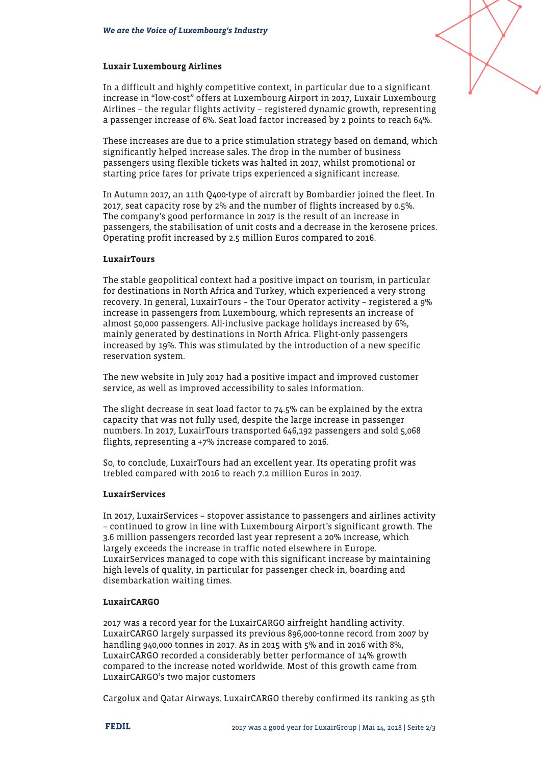**Luxair Luxembourg Airlines**

In a difficult and highly competitive context, in particular due to a significant increase in "low-cost" offers at Luxembourg Airport in 2017, Luxair Luxembourg Airlines – the regular flights activity – registered dynamic growth, representing a passenger increase of 6%. Seat load factor increased by 2 points to reach 64%.

These increases are due to a price stimulation strategy based on demand, which significantly helped increase sales. The drop in the number of business passengers using flexible tickets was halted in 2017, whilst promotional or starting price fares for private trips experienced a significant increase.

In Autumn 2017, an 11th Q400-type of aircraft by Bombardier joined the fleet. In 2017, seat capacity rose by 2% and the number of flights increased by 0.5%. The company's good performance in 2017 is the result of an increase in passengers, the stabilisation of unit costs and a decrease in the kerosene prices. Operating profit increased by 2.5 million Euros compared to 2016.

**LuxairTours**

The stable geopolitical context had a positive impact on tourism, in particular for destinations in North Africa and Turkey, which experienced a very strong recovery. In general, LuxairTours – the Tour Operator activity – registered a 9% increase in passengers from Luxembourg, which represents an increase of almost 50,000 passengers. All-inclusive package holidays increased by 6%, mainly generated by destinations in North Africa. Flight-only passengers increased by 19%. This was stimulated by the introduction of a new specific reservation system.

The new website in July 2017 had a positive impact and improved customer service, as well as improved accessibility to sales information.

The slight decrease in seat load factor to 74.5% can be explained by the extra capacity that was not fully used, despite the large increase in passenger numbers. In 2017, LuxairTours transported 646,192 passengers and sold 5,068 flights, representing a +7% increase compared to 2016.

So, to conclude, LuxairTours had an excellent year. Its operating profit was trebled compared with 2016 to reach 7.2 million Euros in 2017.

**LuxairServices**

In 2017, LuxairServices – stopover assistance to passengers and airlines activity – continued to grow in line with Luxembourg Airport's significant growth. The 3.6 million passengers recorded last year represent a 20% increase, which largely exceeds the increase in traffic noted elsewhere in Europe. LuxairServices managed to cope with this significant increase by maintaining high levels of quality, in particular for passenger check-in, boarding and disembarkation waiting times.

**LuxairCARGO**

2017 was a record year for the LuxairCARGO airfreight handling activity. LuxairCARGO largely surpassed its previous 896,000-tonne record from 2007 by handling 940,000 tonnes in 2017. As in 2015 with 5% and in 2016 with 8%, LuxairCARGO recorded a considerably better performance of 14% growth compared to the increase noted worldwide. Most of this growth came from LuxairCARGO's two major customers

Cargolux and Qatar Airways. LuxairCARGO thereby confirmed its ranking as 5th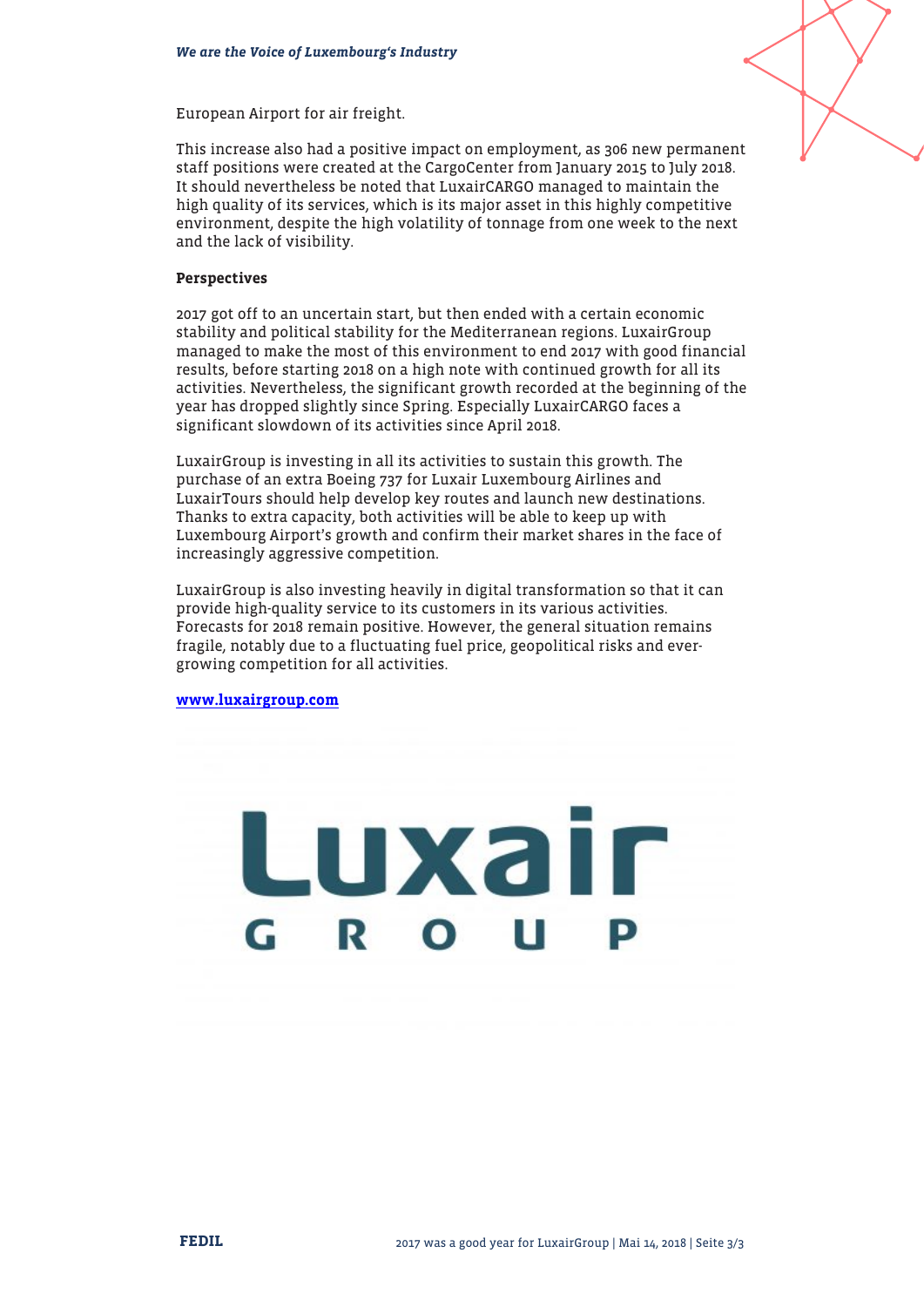European Airport for air freight.

This increase also had a positive impact on employment, as 306 new permanent staff positions were created at the CargoCenter from January 2015 to July 2018. It should nevertheless be noted that LuxairCARGO managed to maintain the high quality of its services, which is its major asset in this highly competitive environment, despite the high volatility of tonnage from one week to the next and the lack of visibility.

**Perspectives**

2017 got off to an uncertain start, but then ended with a certain economic stability and political stability for the Mediterranean regions. LuxairGroup managed to make the most of this environment to end 2017 with good financial results, before starting 2018 on a high note with continued growth for all its activities. Nevertheless, the significant growth recorded at the beginning of the year has dropped slightly since Spring. Especially LuxairCARGO faces a significant slowdown of its activities since April 2018.

LuxairGroup is investing in all its activities to sustain this growth. The purchase of an extra Boeing 737 for Luxair Luxembourg Airlines and LuxairTours should help develop key routes and launch new destinations. Thanks to extra capacity, both activities will be able to keep up with Luxembourg Airport's growth and confirm their market shares in the face of increasingly aggressive competition.

LuxairGroup is also investing heavily in digital transformation so that it can provide high-quality service to its customers in its various activities. Forecasts for 2018 remain positive. However, the general situation remains fragile, notably due to a fluctuating fuel price, geopolitical risks and ever-growing competition for all activities.

**[www.luxairgroup.com](http://www.luxairgroup.com)**

Luxair GROUP